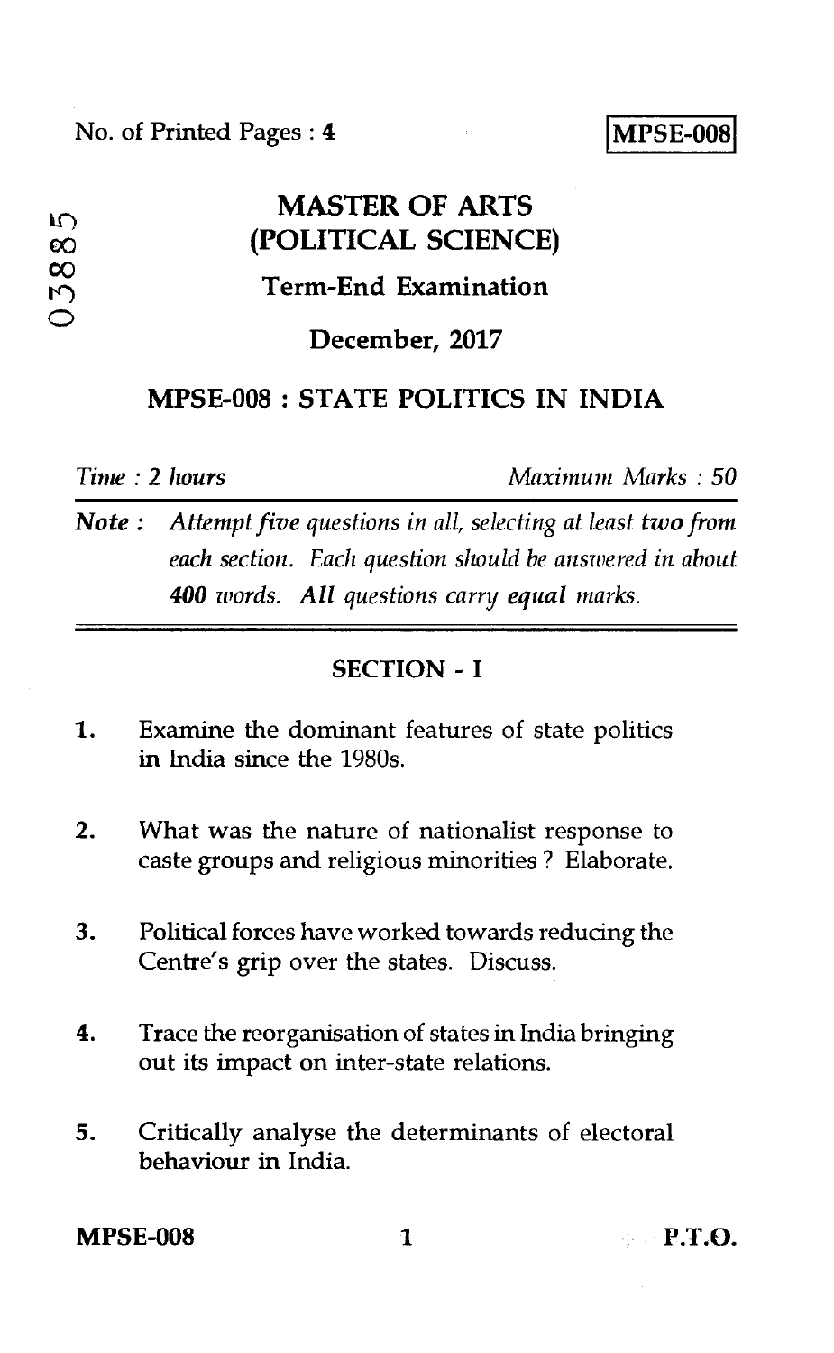No. of Printed Pages : 4

**MPSE-008**

03885

# MASTER OF ARTS (POLITICAL SCIENCE)

## Term-End Examination

## December, 2017

## MPSE-008 : STATE POLITICS IN INDIA

*Time : 2 hours* *Maximum Marks : 50*

**Note :** *Attempt five questions in all, selecting at least* **two** *from each section. Each question should be answered in about* **400** *words.* **All** *questions carry* **equal** *marks.*

### SECTION - I

1. Examine the dominant features of state politics in India since the 1980s.

2. What was the nature of nationalist response to caste groups and religious minorities ? Elaborate.

3. Political forces have worked towards reducing the Centre's grip over the states. Discuss.

4. Trace the reorganisation of states in India bringing out its impact on inter-state relations.

5. Critically analyse the determinants of electoral behaviour in India.

P.T.O.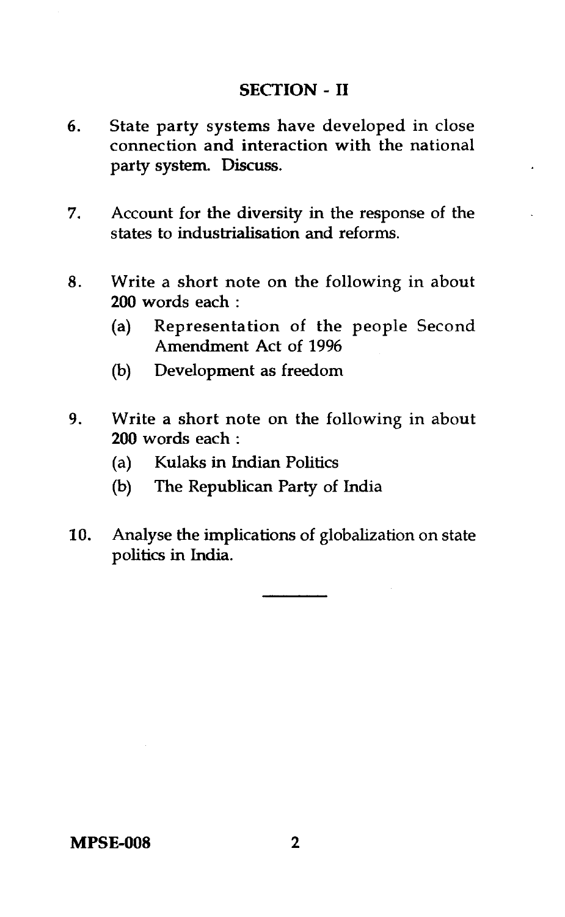## SECTION - II

6. State party systems have developed in close connection and interaction with the national party system. Discuss.

7. Account for the diversity in the response of the states to industrialisation and reforms.

8. Write a short note on the following in about **200** words each :
   - (a) Representation of the people Second Amendment Act of 1996
   - (b) Development as freedom

9. Write a short note on the following in about **200** words each :
   - (a) Kulaks in Indian Politics
   - (b) The Republican Party of India

10. Analyse the implications of globalization on state politics in India.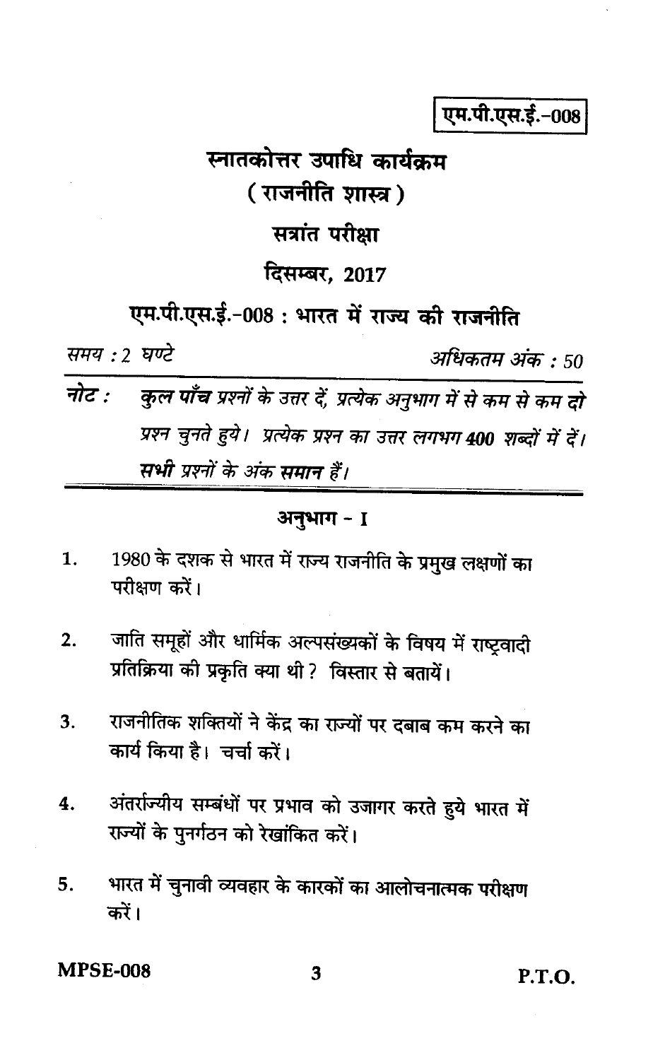एम.पी.एस.ई.-008

# स्नातकोत्तर उपाधि कार्यक्रम
## ( राजनीति शास्त्र )
## सत्रांत परीक्षा
## दिसम्बर, 2017

## एम.पी.एस.ई.-008 : भारत में राज्य की राजनीति

*समय : 2 घण्टे* *अधिकतम अंक : 50*

***नोट :*** *कुल **पाँच** प्रश्नों के उत्तर दें, प्रत्येक अनुभाग में से कम से कम **दो** प्रश्न चुनते हुये। प्रत्येक प्रश्न का उत्तर लगभग **400** शब्दों में दें। **सभी** प्रश्नों के अंक **समान** हैं।*

### अनुभाग - I

1. 1980 के दशक से भारत में राज्य राजनीति के प्रमुख लक्षणों का परीक्षण करें।

2. जाति समूहों और धार्मिक अल्पसंख्यकों के विषय में राष्ट्रवादी प्रतिक्रिया की प्रकृति क्या थी ? विस्तार से बतायें।

3. राजनीतिक शक्तियों ने केंद्र का राज्यों पर दबाव कम करने का कार्य किया है। चर्चा करें।

4. अंतर्राज्यीय सम्बंधों पर प्रभाव को उजागर करते हुये भारत में राज्यों के पुनर्गठन को रेखांकित करें।

5. भारत में चुनावी व्यवहार के कारकों का आलोचनात्मक परीक्षण करें।

P.T.O.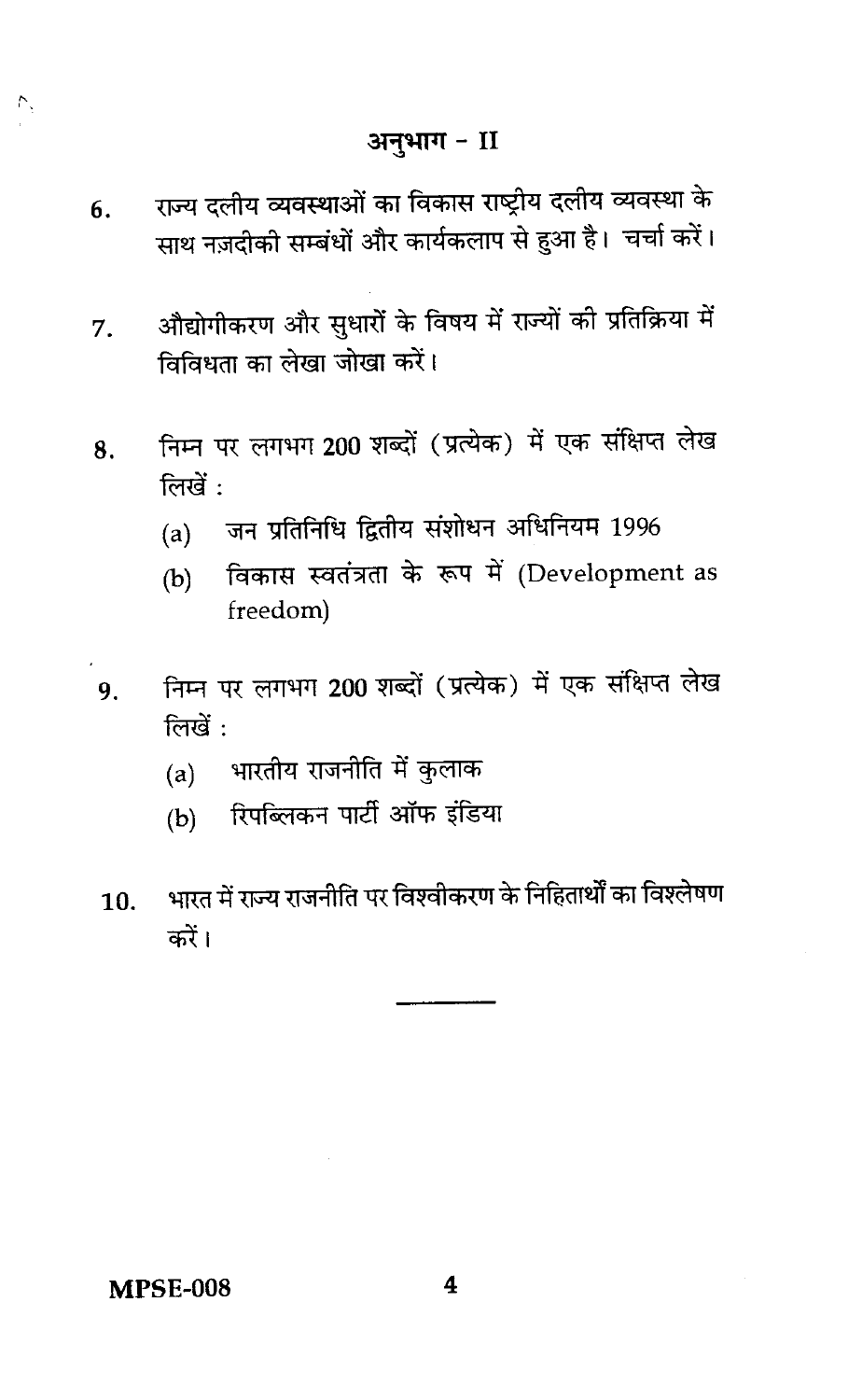## अनुभाग - II

6. राज्य दलीय व्यवस्थाओं का विकास राष्ट्रीय दलीय व्यवस्था के साथ नज़दीकी सम्बंधों और कार्यकलाप से हुआ है। चर्चा करें।

7. औद्योगीकरण और सुधारों के विषय में राज्यों की प्रतिक्रिया में विविधता का लेखा जोखा करें।

8. निम्न पर लगभग 200 शब्दों (प्रत्येक) में एक संक्षिप्त लेख लिखें :
   - (a) जन प्रतिनिधि द्वितीय संशोधन अधिनियम 1996
   - (b) विकास स्वतंत्रता के रूप में (Development as freedom)

9. निम्न पर लगभग 200 शब्दों (प्रत्येक) में एक संक्षिप्त लेख लिखें :
   - (a) भारतीय राजनीति में कुलाक
   - (b) रिपब्लिकन पार्टी ऑफ इंडिया

10. भारत में राज्य राजनीति पर विश्वीकरण के निहितार्थों का विश्लेषण करें।

---

MPSE-008